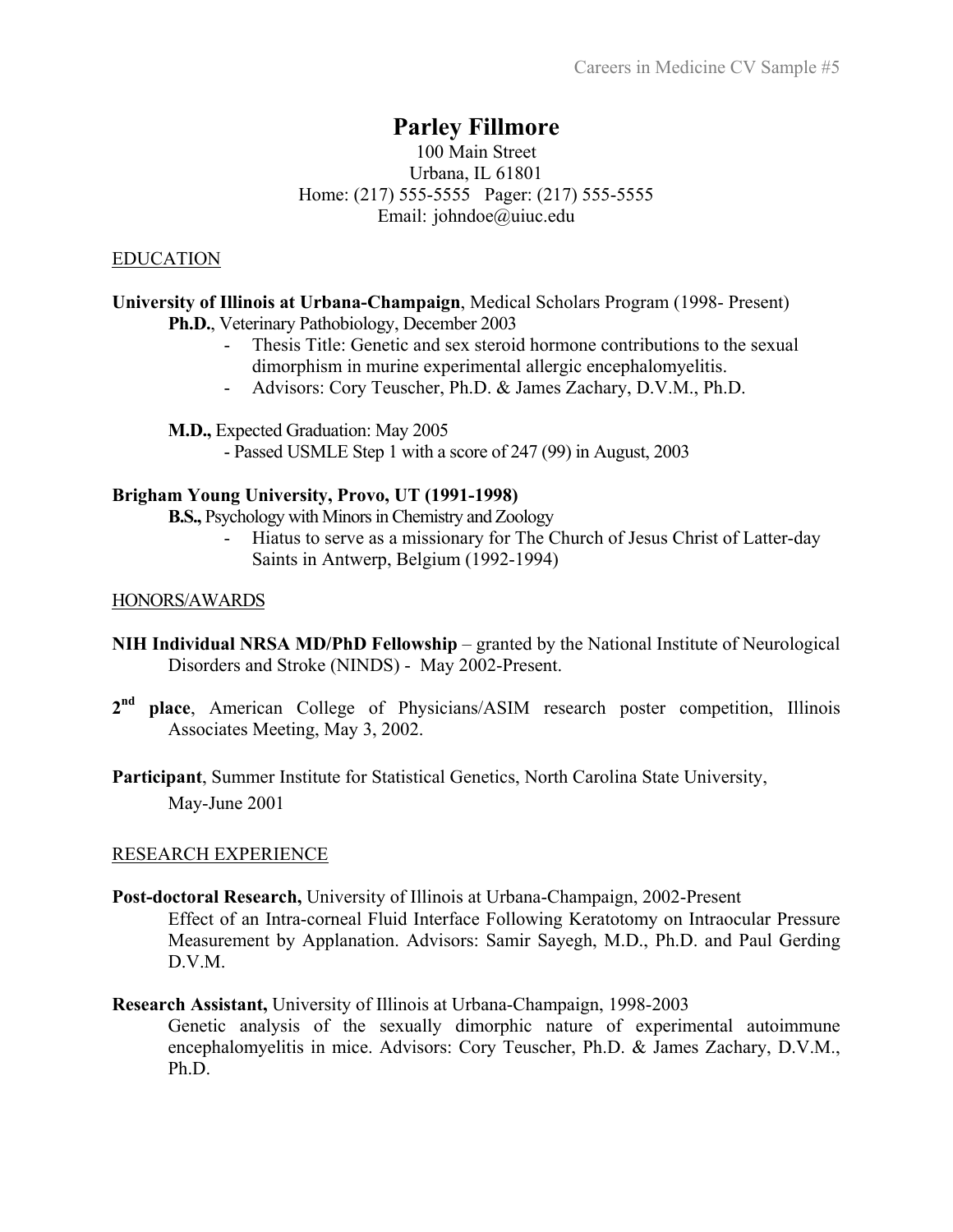# Parley Fillmore

100 Main Street
Urbana, IL 61801
Home: (217) 555-5555 Pager: (217) 555-5555
Email: johndoe@uiuc.edu

## EDUCATION

**University of Illinois at Urbana-Champaign**, Medical Scholars Program (1998- Present)

**Ph.D.**, Veterinary Pathobiology, December 2003

- Thesis Title: Genetic and sex steroid hormone contributions to the sexual dimorphism in murine experimental allergic encephalomyelitis.
- Advisors: Cory Teuscher, Ph.D. & James Zachary, D.V.M., Ph.D.

**M.D.,** Expected Graduation: May 2005

- Passed USMLE Step 1 with a score of 247 (99) in August, 2003

**Brigham Young University, Provo, UT (1991-1998)**

**B.S.,** Psychology with Minors in Chemistry and Zoology

- Hiatus to serve as a missionary for The Church of Jesus Christ of Latter-day Saints in Antwerp, Belgium (1992-1994)

## HONORS/AWARDS

**NIH Individual NRSA MD/PhD Fellowship** – granted by the National Institute of Neurological Disorders and Stroke (NINDS) - May 2002-Present.

**2nd place**, American College of Physicians/ASIM research poster competition, Illinois Associates Meeting, May 3, 2002.

**Participant**, Summer Institute for Statistical Genetics, North Carolina State University, May-June 2001

## RESEARCH EXPERIENCE

**Post-doctoral Research,** University of Illinois at Urbana-Champaign, 2002-Present
Effect of an Intra-corneal Fluid Interface Following Keratotomy on Intraocular Pressure Measurement by Applanation. Advisors: Samir Sayegh, M.D., Ph.D. and Paul Gerding D.V.M.

**Research Assistant,** University of Illinois at Urbana-Champaign, 1998-2003
Genetic analysis of the sexually dimorphic nature of experimental autoimmune encephalomyelitis in mice. Advisors: Cory Teuscher, Ph.D. & James Zachary, D.V.M., Ph.D.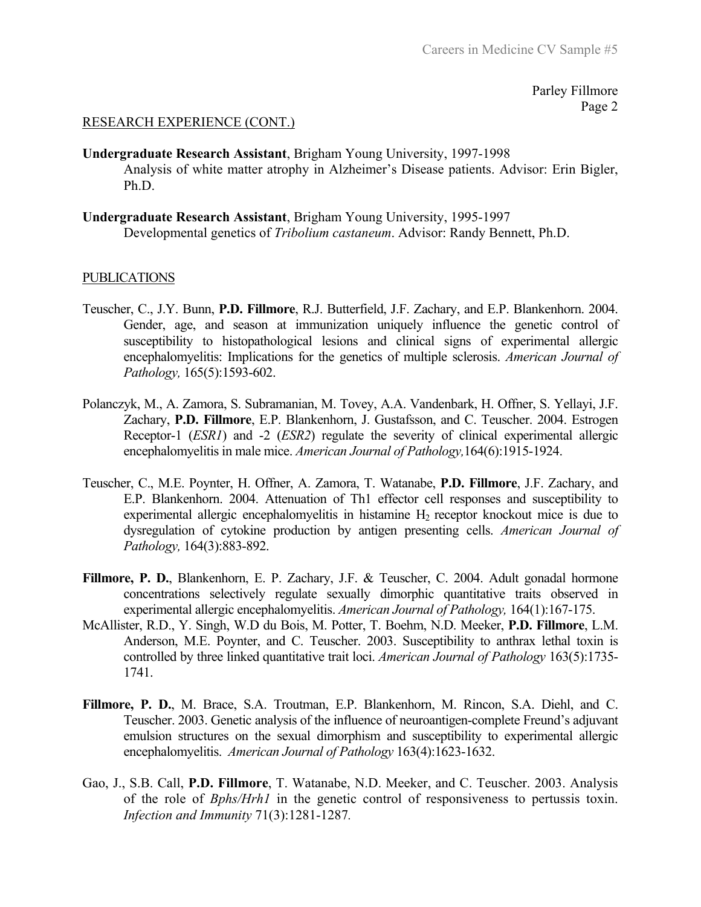## RESEARCH EXPERIENCE (CONT.)

**Undergraduate Research Assistant**, Brigham Young University, 1997-1998
Analysis of white matter atrophy in Alzheimer's Disease patients. Advisor: Erin Bigler, Ph.D.

**Undergraduate Research Assistant**, Brigham Young University, 1995-1997
Developmental genetics of *Tribolium castaneum*. Advisor: Randy Bennett, Ph.D.

## PUBLICATIONS

Teuscher, C., J.Y. Bunn, **P.D. Fillmore**, R.J. Butterfield, J.F. Zachary, and E.P. Blankenhorn. 2004. Gender, age, and season at immunization uniquely influence the genetic control of susceptibility to histopathological lesions and clinical signs of experimental allergic encephalomyelitis: Implications for the genetics of multiple sclerosis. *American Journal of Pathology,* 165(5):1593-602.

Polanczyk, M., A. Zamora, S. Subramanian, M. Tovey, A.A. Vandenbark, H. Offner, S. Yellayi, J.F. Zachary, **P.D. Fillmore**, E.P. Blankenhorn, J. Gustafsson, and C. Teuscher. 2004. Estrogen Receptor-1 (*ESR1*) and -2 (*ESR2*) regulate the severity of clinical experimental allergic encephalomyelitis in male mice. *American Journal of Pathology,*164(6):1915-1924.

Teuscher, C., M.E. Poynter, H. Offner, A. Zamora, T. Watanabe, **P.D. Fillmore**, J.F. Zachary, and E.P. Blankenhorn. 2004. Attenuation of Th1 effector cell responses and susceptibility to experimental allergic encephalomyelitis in histamine $H_2$ receptor knockout mice is due to dysregulation of cytokine production by antigen presenting cells. *American Journal of Pathology,* 164(3):883-892.

**Fillmore, P. D.**, Blankenhorn, E. P. Zachary, J.F. & Teuscher, C. 2004. Adult gonadal hormone concentrations selectively regulate sexually dimorphic quantitative traits observed in experimental allergic encephalomyelitis. *American Journal of Pathology,* 164(1):167-175.

McAllister, R.D., Y. Singh, W.D du Bois, M. Potter, T. Boehm, N.D. Meeker, **P.D. Fillmore**, L.M. Anderson, M.E. Poynter, and C. Teuscher. 2003. Susceptibility to anthrax lethal toxin is controlled by three linked quantitative trait loci. *American Journal of Pathology* 163(5):1735-1741.

**Fillmore, P. D.**, M. Brace, S.A. Troutman, E.P. Blankenhorn, M. Rincon, S.A. Diehl, and C. Teuscher. 2003. Genetic analysis of the influence of neuroantigen-complete Freund's adjuvant emulsion structures on the sexual dimorphism and susceptibility to experimental allergic encephalomyelitis. *American Journal of Pathology* 163(4):1623-1632.

Gao, J., S.B. Call, **P.D. Fillmore**, T. Watanabe, N.D. Meeker, and C. Teuscher. 2003. Analysis of the role of *Bphs/Hrh1* in the genetic control of responsiveness to pertussis toxin. *Infection and Immunity* 71(3):1281-1287.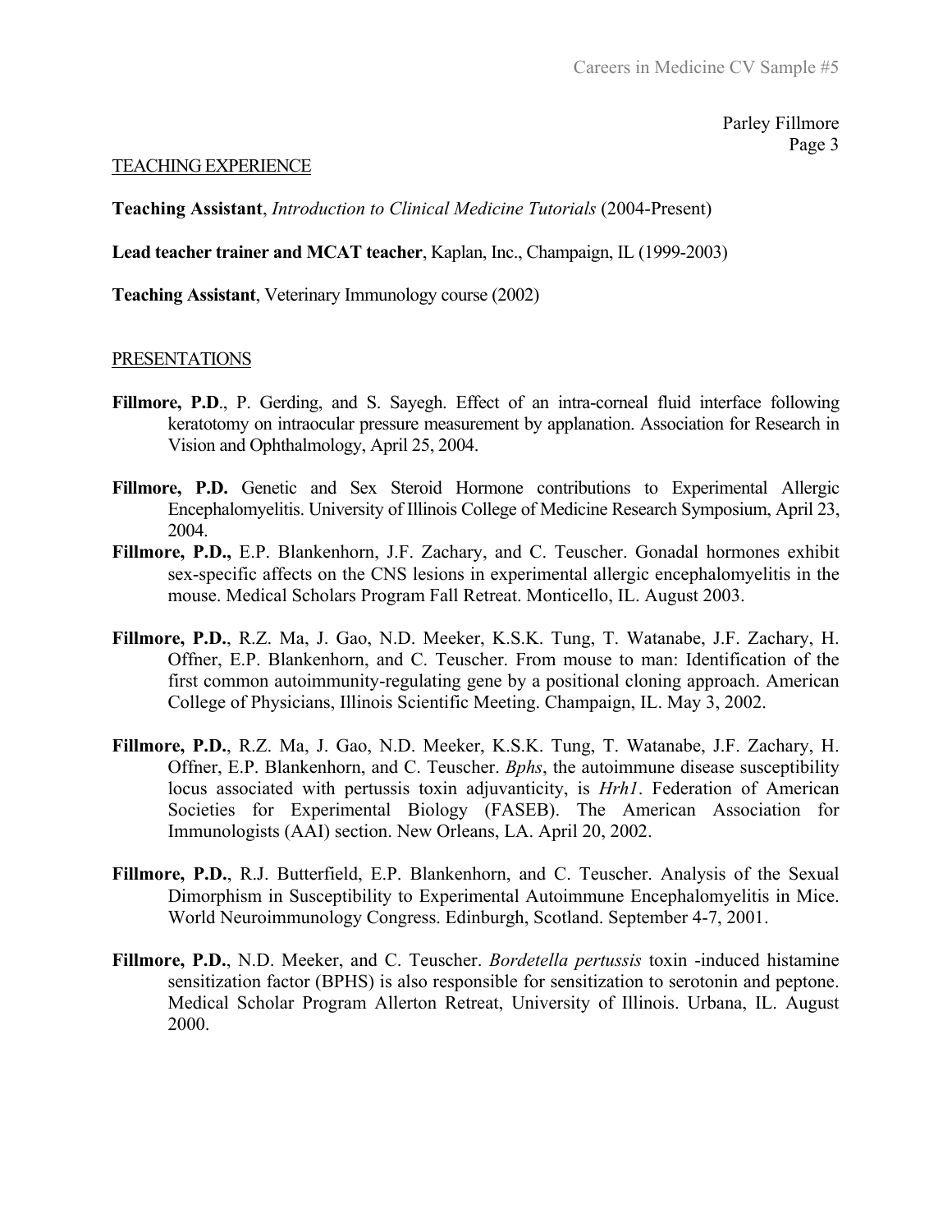## TEACHING EXPERIENCE

**Teaching Assistant**, *Introduction to Clinical Medicine Tutorials* (2004-Present)

**Lead teacher trainer and MCAT teacher**, Kaplan, Inc., Champaign, IL (1999-2003)

**Teaching Assistant**, Veterinary Immunology course (2002)

## PRESENTATIONS

**Fillmore, P.D**., P. Gerding, and S. Sayegh. Effect of an intra-corneal fluid interface following keratotomy on intraocular pressure measurement by applanation. Association for Research in Vision and Ophthalmology, April 25, 2004.

**Fillmore, P.D.** Genetic and Sex Steroid Hormone contributions to Experimental Allergic Encephalomyelitis. University of Illinois College of Medicine Research Symposium, April 23, 2004.

**Fillmore, P.D.,** E.P. Blankenhorn, J.F. Zachary, and C. Teuscher. Gonadal hormones exhibit sex-specific affects on the CNS lesions in experimental allergic encephalomyelitis in the mouse. Medical Scholars Program Fall Retreat. Monticello, IL. August 2003.

**Fillmore, P.D.**, R.Z. Ma, J. Gao, N.D. Meeker, K.S.K. Tung, T. Watanabe, J.F. Zachary, H. Offner, E.P. Blankenhorn, and C. Teuscher. From mouse to man: Identification of the first common autoimmunity-regulating gene by a positional cloning approach. American College of Physicians, Illinois Scientific Meeting. Champaign, IL. May 3, 2002.

**Fillmore, P.D.**, R.Z. Ma, J. Gao, N.D. Meeker, K.S.K. Tung, T. Watanabe, J.F. Zachary, H. Offner, E.P. Blankenhorn, and C. Teuscher. *Bphs*, the autoimmune disease susceptibility locus associated with pertussis toxin adjuvanticity, is *Hrh1*. Federation of American Societies for Experimental Biology (FASEB). The American Association for Immunologists (AAI) section. New Orleans, LA. April 20, 2002.

**Fillmore, P.D.**, R.J. Butterfield, E.P. Blankenhorn, and C. Teuscher. Analysis of the Sexual Dimorphism in Susceptibility to Experimental Autoimmune Encephalomyelitis in Mice. World Neuroimmunology Congress. Edinburgh, Scotland. September 4-7, 2001.

**Fillmore, P.D.**, N.D. Meeker, and C. Teuscher. *Bordetella pertussis* toxin -induced histamine sensitization factor (BPHS) is also responsible for sensitization to serotonin and peptone. Medical Scholar Program Allerton Retreat, University of Illinois. Urbana, IL. August 2000.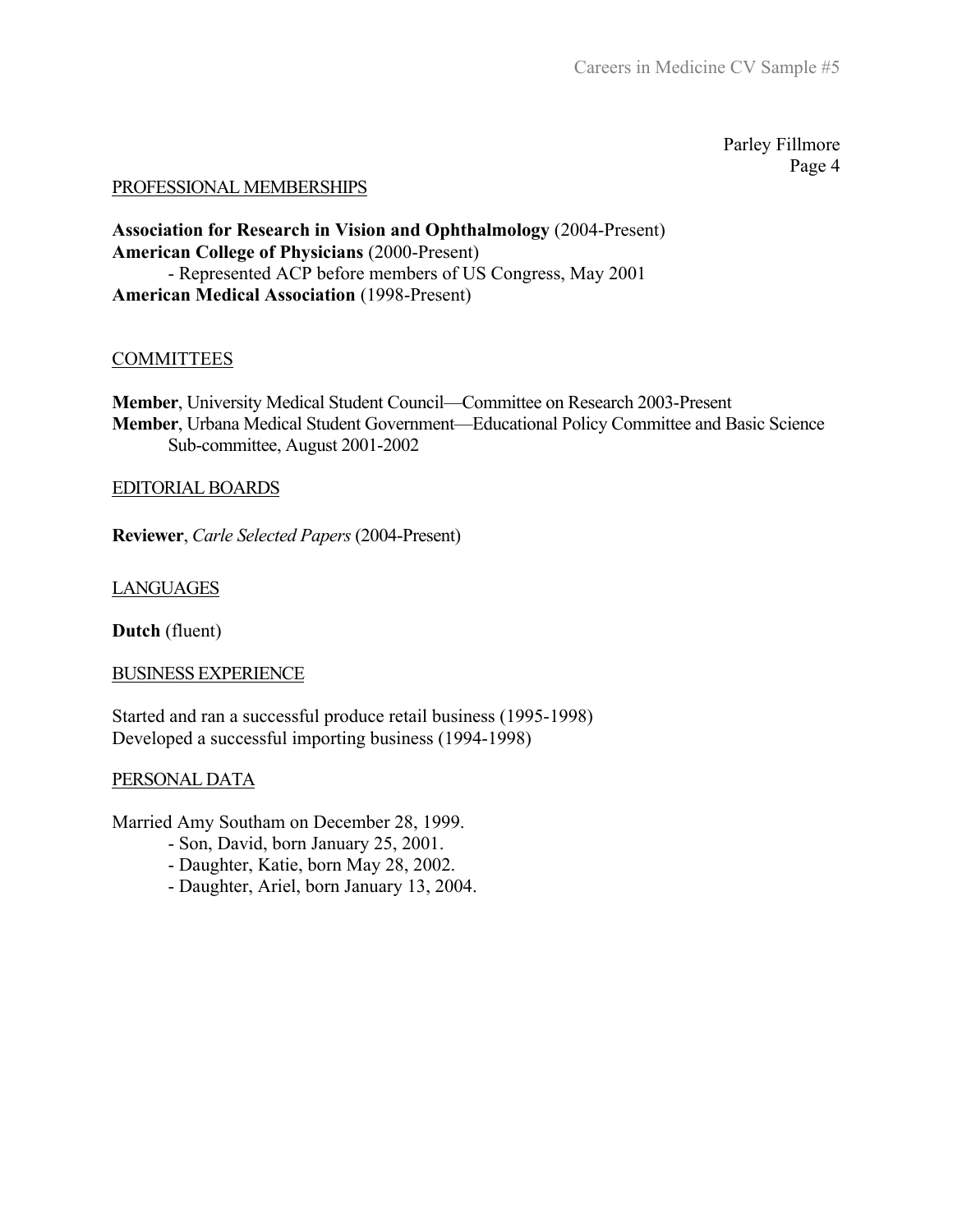## PROFESSIONAL MEMBERSHIPS

**Association for Research in Vision and Ophthalmology** (2004-Present)
**American College of Physicians** (2000-Present)
- Represented ACP before members of US Congress, May 2001

**American Medical Association** (1998-Present)

## COMMITTEES

**Member**, University Medical Student Council—Committee on Research 2003-Present
**Member**, Urbana Medical Student Government—Educational Policy Committee and Basic Science Sub-committee, August 2001-2002

## EDITORIAL BOARDS

**Reviewer**, *Carle Selected Papers* (2004-Present)

## LANGUAGES

**Dutch** (fluent)

## BUSINESS EXPERIENCE

Started and ran a successful produce retail business (1995-1998)
Developed a successful importing business (1994-1998)

## PERSONAL DATA

Married Amy Southam on December 28, 1999.
- Son, David, born January 25, 2001.
- Daughter, Katie, born May 28, 2002.
- Daughter, Ariel, born January 13, 2004.